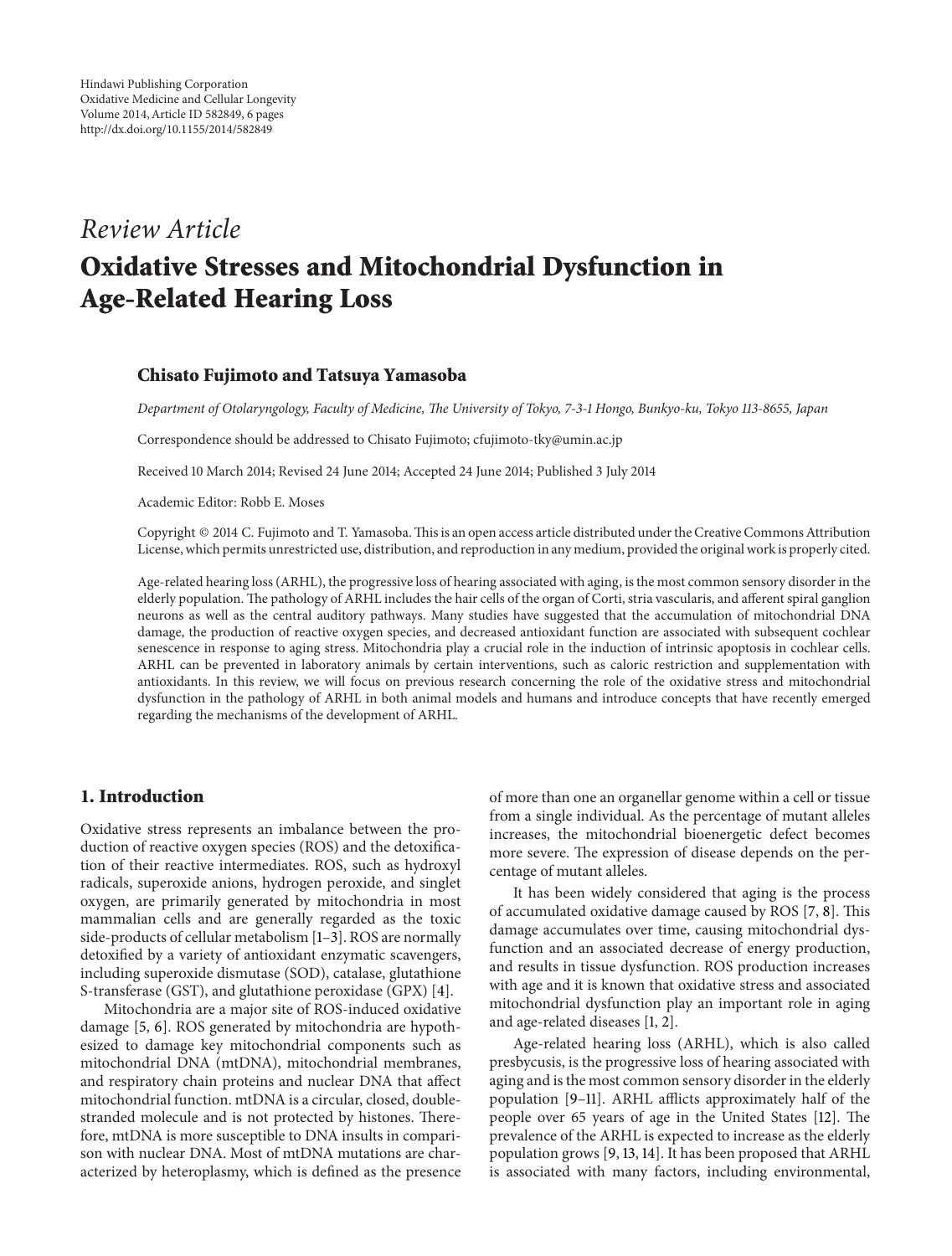Hindawi Publishing Corporation
Oxidative Medicine and Cellular Longevity
Volume 2014, Article ID 582849, 6 pages
http://dx.doi.org/10.1155/2014/582849

*Review Article*

# Oxidative Stresses and Mitochondrial Dysfunction in Age-Related Hearing Loss

**Chisato Fujimoto and Tatsuya Yamasoba**

*Department of Otolaryngology, Faculty of Medicine, The University of Tokyo, 7-3-1 Hongo, Bunkyo-ku, Tokyo 113-8655, Japan*

Correspondence should be addressed to Chisato Fujimoto; cfujimoto-tky@umin.ac.jp

Received 10 March 2014; Revised 24 June 2014; Accepted 24 June 2014; Published 3 July 2014

Academic Editor: Robb E. Moses

Copyright © 2014 C. Fujimoto and T. Yamasoba. This is an open access article distributed under the Creative Commons Attribution License, which permits unrestricted use, distribution, and reproduction in any medium, provided the original work is properly cited.

Age-related hearing loss (ARHL), the progressive loss of hearing associated with aging, is the most common sensory disorder in the elderly population. The pathology of ARHL includes the hair cells of the organ of Corti, stria vascularis, and afferent spiral ganglion neurons as well as the central auditory pathways. Many studies have suggested that the accumulation of mitochondrial DNA damage, the production of reactive oxygen species, and decreased antioxidant function are associated with subsequent cochlear senescence in response to aging stress. Mitochondria play a crucial role in the induction of intrinsic apoptosis in cochlear cells. ARHL can be prevented in laboratory animals by certain interventions, such as caloric restriction and supplementation with antioxidants. In this review, we will focus on previous research concerning the role of the oxidative stress and mitochondrial dysfunction in the pathology of ARHL in both animal models and humans and introduce concepts that have recently emerged regarding the mechanisms of the development of ARHL.

## 1. Introduction

Oxidative stress represents an imbalance between the production of reactive oxygen species (ROS) and the detoxification of their reactive intermediates. ROS, such as hydroxyl radicals, superoxide anions, hydrogen peroxide, and singlet oxygen, are primarily generated by mitochondria in most mammalian cells and are generally regarded as the toxic side-products of cellular metabolism [1–3]. ROS are normally detoxified by a variety of antioxidant enzymatic scavengers, including superoxide dismutase (SOD), catalase, glutathione S-transferase (GST), and glutathione peroxidase (GPX) [4].

Mitochondria are a major site of ROS-induced oxidative damage [5, 6]. ROS generated by mitochondria are hypothesized to damage key mitochondrial components such as mitochondrial DNA (mtDNA), mitochondrial membranes, and respiratory chain proteins and nuclear DNA that affect mitochondrial function. mtDNA is a circular, closed, double-stranded molecule and is not protected by histones. Therefore, mtDNA is more susceptible to DNA insults in comparison with nuclear DNA. Most of mtDNA mutations are characterized by heteroplasmy, which is defined as the presence of more than one an organellar genome within a cell or tissue from a single individual. As the percentage of mutant alleles increases, the mitochondrial bioenergetic defect becomes more severe. The expression of disease depends on the percentage of mutant alleles.

It has been widely considered that aging is the process of accumulated oxidative damage caused by ROS [7, 8]. This damage accumulates over time, causing mitochondrial dysfunction and an associated decrease of energy production, and results in tissue dysfunction. ROS production increases with age and it is known that oxidative stress and associated mitochondrial dysfunction play an important role in aging and age-related diseases [1, 2].

Age-related hearing loss (ARHL), which is also called presbycusis, is the progressive loss of hearing associated with aging and is the most common sensory disorder in the elderly population [9–11]. ARHL afflicts approximately half of the people over 65 years of age in the United States [12]. The prevalence of the ARHL is expected to increase as the elderly population grows [9, 13, 14]. It has been proposed that ARHL is associated with many factors, including environmental,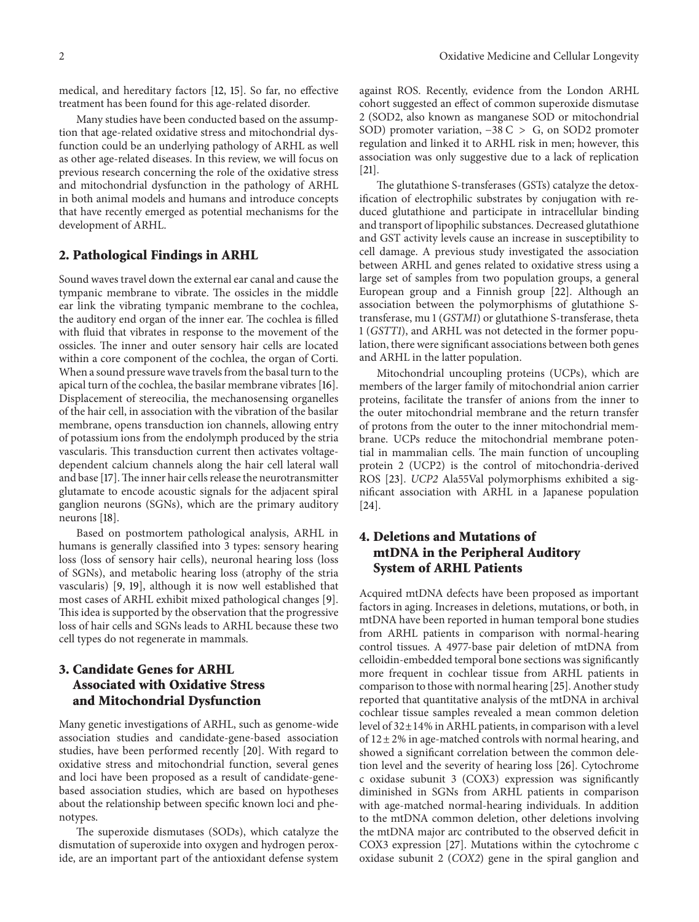medical, and hereditary factors [12, 15]. So far, no effective treatment has been found for this age-related disorder.

Many studies have been conducted based on the assumption that age-related oxidative stress and mitochondrial dysfunction could be an underlying pathology of ARHL as well as other age-related diseases. In this review, we will focus on previous research concerning the role of the oxidative stress and mitochondrial dysfunction in the pathology of ARHL in both animal models and humans and introduce concepts that have recently emerged as potential mechanisms for the development of ARHL.

## 2. Pathological Findings in ARHL

Sound waves travel down the external ear canal and cause the tympanic membrane to vibrate. The ossicles in the middle ear link the vibrating tympanic membrane to the cochlea, the auditory end organ of the inner ear. The cochlea is filled with fluid that vibrates in response to the movement of the ossicles. The inner and outer sensory hair cells are located within a core component of the cochlea, the organ of Corti. When a sound pressure wave travels from the basal turn to the apical turn of the cochlea, the basilar membrane vibrates [16]. Displacement of stereocilia, the mechanosensing organelles of the hair cell, in association with the vibration of the basilar membrane, opens transduction ion channels, allowing entry of potassium ions from the endolymph produced by the stria vascularis. This transduction current then activates voltage-dependent calcium channels along the hair cell lateral wall and base [17]. The inner hair cells release the neurotransmitter glutamate to encode acoustic signals for the adjacent spiral ganglion neurons (SGNs), which are the primary auditory neurons [18].

Based on postmortem pathological analysis, ARHL in humans is generally classified into 3 types: sensory hearing loss (loss of sensory hair cells), neuronal hearing loss (loss of SGNs), and metabolic hearing loss (atrophy of the stria vascularis) [9, 19], although it is now well established that most cases of ARHL exhibit mixed pathological changes [9]. This idea is supported by the observation that the progressive loss of hair cells and SGNs leads to ARHL because these two cell types do not regenerate in mammals.

## 3. Candidate Genes for ARHL Associated with Oxidative Stress and Mitochondrial Dysfunction

Many genetic investigations of ARHL, such as genome-wide association studies and candidate-gene-based association studies, have been performed recently [20]. With regard to oxidative stress and mitochondrial function, several genes and loci have been proposed as a result of candidate-gene-based association studies, which are based on hypotheses about the relationship between specific known loci and phenotypes.

The superoxide dismutases (SODs), which catalyze the dismutation of superoxide into oxygen and hydrogen peroxide, are an important part of the antioxidant defense system against ROS. Recently, evidence from the London ARHL cohort suggested an effect of common superoxide dismutase 2 (SOD2, also known as manganese SOD or mitochondrial SOD) promoter variation, −38 C > G, on SOD2 promoter regulation and linked it to ARHL risk in men; however, this association was only suggestive due to a lack of replication [21].

The glutathione S-transferases (GSTs) catalyze the detoxification of electrophilic substrates by conjugation with reduced glutathione and participate in intracellular binding and transport of lipophilic substances. Decreased glutathione and GST activity levels cause an increase in susceptibility to cell damage. A previous study investigated the association between ARHL and genes related to oxidative stress using a large set of samples from two population groups, a general European group and a Finnish group [22]. Although an association between the polymorphisms of glutathione S-transferase, mu 1 (*GSTM1*) or glutathione S-transferase, theta 1 (*GSTT1*), and ARHL was not detected in the former population, there were significant associations between both genes and ARHL in the latter population.

Mitochondrial uncoupling proteins (UCPs), which are members of the larger family of mitochondrial anion carrier proteins, facilitate the transfer of anions from the inner to the outer mitochondrial membrane and the return transfer of protons from the outer to the inner mitochondrial membrane. UCPs reduce the mitochondrial membrane potential in mammalian cells. The main function of uncoupling protein 2 (UCP2) is the control of mitochondria-derived ROS [23]. *UCP2* Ala55Val polymorphisms exhibited a significant association with ARHL in a Japanese population [24].

## 4. Deletions and Mutations of mtDNA in the Peripheral Auditory System of ARHL Patients

Acquired mtDNA defects have been proposed as important factors in aging. Increases in deletions, mutations, or both, in mtDNA have been reported in human temporal bone studies from ARHL patients in comparison with normal-hearing control tissues. A 4977-base pair deletion of mtDNA from celloidin-embedded temporal bone sections was significantly more frequent in cochlear tissue from ARHL patients in comparison to those with normal hearing [25]. Another study reported that quantitative analysis of the mtDNA in archival cochlear tissue samples revealed a mean common deletion level of $32 \pm 14\%$ in ARHL patients, in comparison with a level of $12 \pm 2\%$ in age-matched controls with normal hearing, and showed a significant correlation between the common deletion level and the severity of hearing loss [26]. Cytochrome c oxidase subunit 3 (COX3) expression was significantly diminished in SGNs from ARHL patients in comparison with age-matched normal-hearing individuals. In addition to the mtDNA common deletion, other deletions involving the mtDNA major arc contributed to the observed deficit in COX3 expression [27]. Mutations within the cytochrome c oxidase subunit 2 (*COX2*) gene in the spiral ganglion and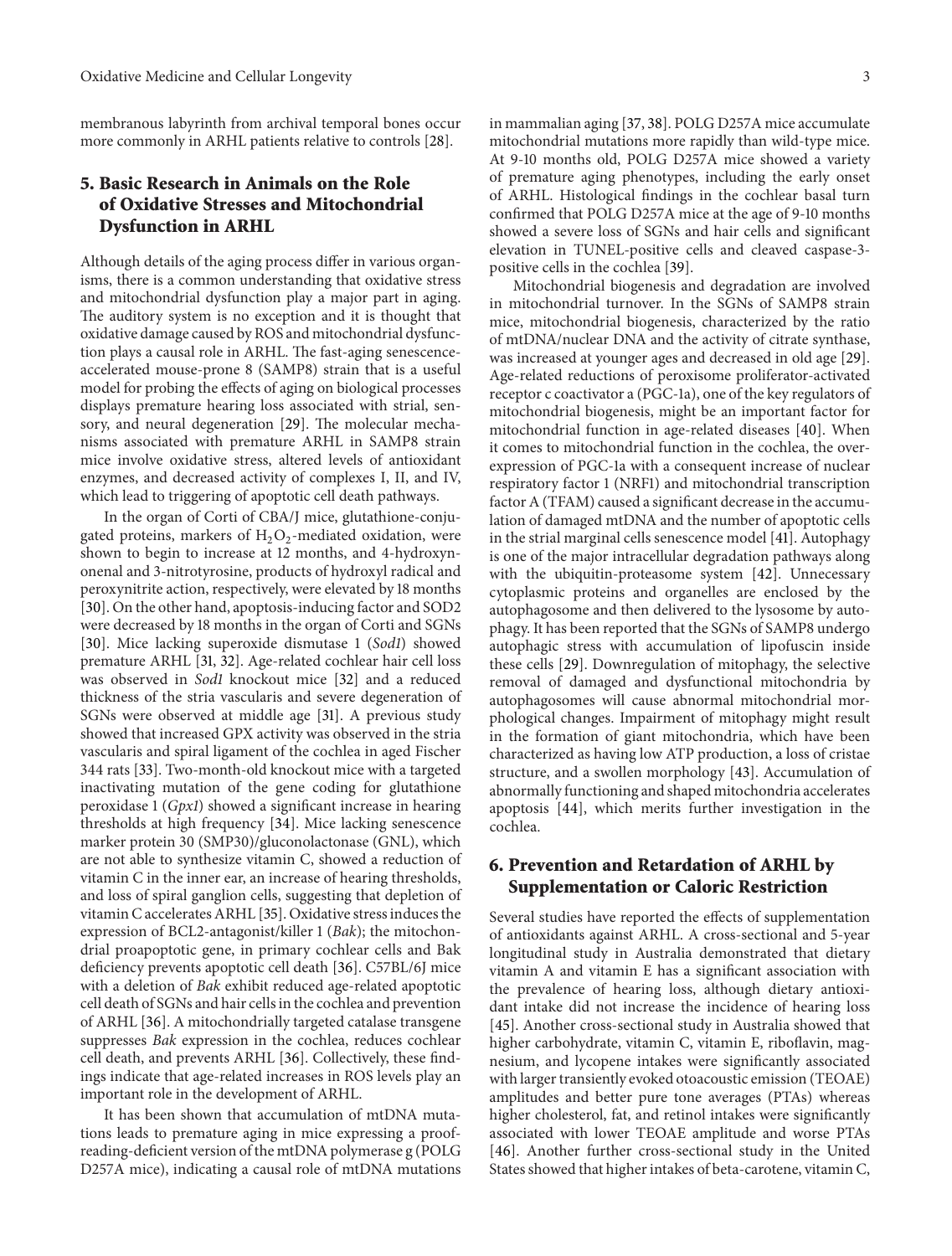membranous labyrinth from archival temporal bones occur more commonly in ARHL patients relative to controls [28].

## 5. Basic Research in Animals on the Role of Oxidative Stresses and Mitochondrial Dysfunction in ARHL

Although details of the aging process differ in various organisms, there is a common understanding that oxidative stress and mitochondrial dysfunction play a major part in aging. The auditory system is no exception and it is thought that oxidative damage caused by ROS and mitochondrial dysfunction plays a causal role in ARHL. The fast-aging senescence-accelerated mouse-prone 8 (SAMP8) strain that is a useful model for probing the effects of aging on biological processes displays premature hearing loss associated with strial, sensory, and neural degeneration [29]. The molecular mechanisms associated with premature ARHL in SAMP8 strain mice involve oxidative stress, altered levels of antioxidant enzymes, and decreased activity of complexes I, II, and IV, which lead to triggering of apoptotic cell death pathways.

In the organ of Corti of CBA/J mice, glutathione-conjugated proteins, markers of $H_2O_2$-mediated oxidation, were shown to begin to increase at 12 months, and 4-hydroxynonenal and 3-nitrotyrosine, products of hydroxyl radical and peroxynitrite action, respectively, were elevated by 18 months [30]. On the other hand, apoptosis-inducing factor and SOD2 were decreased by 18 months in the organ of Corti and SGNs [30]. Mice lacking superoxide dismutase 1 (*Sod1*) showed premature ARHL [31, 32]. Age-related cochlear hair cell loss was observed in *Sod1* knockout mice [32] and a reduced thickness of the stria vascularis and severe degeneration of SGNs were observed at middle age [31]. A previous study showed that increased GPX activity was observed in the stria vascularis and spiral ligament of the cochlea in aged Fischer 344 rats [33]. Two-month-old knockout mice with a targeted inactivating mutation of the gene coding for glutathione peroxidase 1 (*Gpx1*) showed a significant increase in hearing thresholds at high frequency [34]. Mice lacking senescence marker protein 30 (SMP30)/gluconolactonase (GNL), which are not able to synthesize vitamin C, showed a reduction of vitamin C in the inner ear, an increase of hearing thresholds, and loss of spiral ganglion cells, suggesting that depletion of vitamin C accelerates ARHL [35]. Oxidative stress induces the expression of BCL2-antagonist/killer 1 (*Bak*); the mitochondrial proapoptotic gene, in primary cochlear cells and Bak deficiency prevents apoptotic cell death [36]. C57BL/6J mice with a deletion of *Bak* exhibit reduced age-related apoptotic cell death of SGNs and hair cells in the cochlea and prevention of ARHL [36]. A mitochondrially targeted catalase transgene suppresses *Bak* expression in the cochlea, reduces cochlear cell death, and prevents ARHL [36]. Collectively, these findings indicate that age-related increases in ROS levels play an important role in the development of ARHL.

It has been shown that accumulation of mtDNA mutations leads to premature aging in mice expressing a proofreading-deficient version of the mtDNA polymerase g (POLG D257A mice), indicating a causal role of mtDNA mutations in mammalian aging [37, 38]. POLG D257A mice accumulate mitochondrial mutations more rapidly than wild-type mice. At 9-10 months old, POLG D257A mice showed a variety of premature aging phenotypes, including the early onset of ARHL. Histological findings in the cochlear basal turn confirmed that POLG D257A mice at the age of 9-10 months showed a severe loss of SGNs and hair cells and significant elevation in TUNEL-positive cells and cleaved caspase-3-positive cells in the cochlea [39].

Mitochondrial biogenesis and degradation are involved in mitochondrial turnover. In the SGNs of SAMP8 strain mice, mitochondrial biogenesis, characterized by the ratio of mtDNA/nuclear DNA and the activity of citrate synthase, was increased at younger ages and decreased in old age [29]. Age-related reductions of peroxisome proliferator-activated receptor c coactivator a (PGC-1a), one of the key regulators of mitochondrial biogenesis, might be an important factor for mitochondrial function in age-related diseases [40]. When it comes to mitochondrial function in the cochlea, the overexpression of PGC-1a with a consequent increase of nuclear respiratory factor 1 (NRF1) and mitochondrial transcription factor A (TFAM) caused a significant decrease in the accumulation of damaged mtDNA and the number of apoptotic cells in the strial marginal cells senescence model [41]. Autophagy is one of the major intracellular degradation pathways along with the ubiquitin-proteasome system [42]. Unnecessary cytoplasmic proteins and organelles are enclosed by the autophagosome and then delivered to the lysosome by autophagy. It has been reported that the SGNs of SAMP8 undergo autophagic stress with accumulation of lipofuscin inside these cells [29]. Downregulation of mitophagy, the selective removal of damaged and dysfunctional mitochondria by autophagosomes will cause abnormal mitochondrial morphological changes. Impairment of mitophagy might result in the formation of giant mitochondria, which have been characterized as having low ATP production, a loss of cristae structure, and a swollen morphology [43]. Accumulation of abnormally functioning and shaped mitochondria accelerates apoptosis [44], which merits further investigation in the cochlea.

## 6. Prevention and Retardation of ARHL by Supplementation or Caloric Restriction

Several studies have reported the effects of supplementation of antioxidants against ARHL. A cross-sectional and 5-year longitudinal study in Australia demonstrated that dietary vitamin A and vitamin E has a significant association with the prevalence of hearing loss, although dietary antioxidant intake did not increase the incidence of hearing loss [45]. Another cross-sectional study in Australia showed that higher carbohydrate, vitamin C, vitamin E, riboflavin, magnesium, and lycopene intakes were significantly associated with larger transiently evoked otoacoustic emission (TEOAE) amplitudes and better pure tone averages (PTAs) whereas higher cholesterol, fat, and retinol intakes were significantly associated with lower TEOAE amplitude and worse PTAs [46]. Another further cross-sectional study in the United States showed that higher intakes of beta-carotene, vitamin C,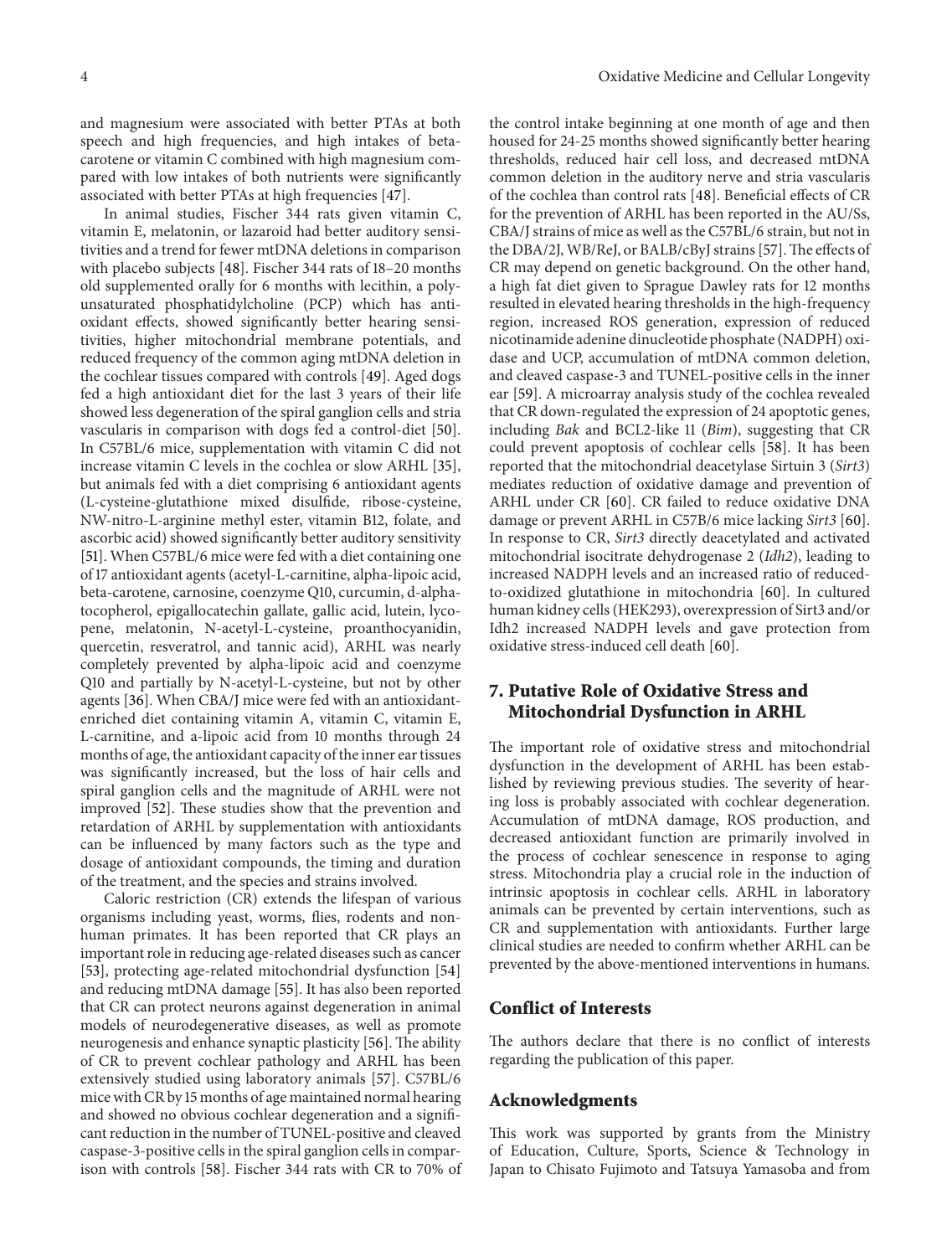and magnesium were associated with better PTAs at both speech and high frequencies, and high intakes of beta-carotene or vitamin C combined with high magnesium compared with low intakes of both nutrients were significantly associated with better PTAs at high frequencies [47].

In animal studies, Fischer 344 rats given vitamin C, vitamin E, melatonin, or lazaroid had better auditory sensitivities and a trend for fewer mtDNA deletions in comparison with placebo subjects [48]. Fischer 344 rats of 18–20 months old supplemented orally for 6 months with lecithin, a polyunsaturated phosphatidylcholine (PCP) which has antioxidant effects, showed significantly better hearing sensitivities, higher mitochondrial membrane potentials, and reduced frequency of the common aging mtDNA deletion in the cochlear tissues compared with controls [49]. Aged dogs fed a high antioxidant diet for the last 3 years of their life showed less degeneration of the spiral ganglion cells and stria vascularis in comparison with dogs fed a control-diet [50]. In C57BL/6 mice, supplementation with vitamin C did not increase vitamin C levels in the cochlea or slow ARHL [35], but animals fed with a diet comprising 6 antioxidant agents (L-cysteine-glutathione mixed disulfide, ribose-cysteine, NW-nitro-L-arginine methyl ester, vitamin B12, folate, and ascorbic acid) showed significantly better auditory sensitivity [51]. When C57BL/6 mice were fed with a diet containing one of 17 antioxidant agents (acetyl-L-carnitine, alpha-lipoic acid, beta-carotene, carnosine, coenzyme Q10, curcumin, d-alpha-tocopherol, epigallocatechin gallate, gallic acid, lutein, lycopene, melatonin, N-acetyl-L-cysteine, proanthocyanidin, quercetin, resveratrol, and tannic acid), ARHL was nearly completely prevented by alpha-lipoic acid and coenzyme Q10 and partially by N-acetyl-L-cysteine, but not by other agents [36]. When CBA/J mice were fed with an antioxidant-enriched diet containing vitamin A, vitamin C, vitamin E, L-carnitine, and a-lipoic acid from 10 months through 24 months of age, the antioxidant capacity of the inner ear tissues was significantly increased, but the loss of hair cells and spiral ganglion cells and the magnitude of ARHL were not improved [52]. These studies show that the prevention and retardation of ARHL by supplementation with antioxidants can be influenced by many factors such as the type and dosage of antioxidant compounds, the timing and duration of the treatment, and the species and strains involved.

Caloric restriction (CR) extends the lifespan of various organisms including yeast, worms, flies, rodents and non-human primates. It has been reported that CR plays an important role in reducing age-related diseases such as cancer [53], protecting age-related mitochondrial dysfunction [54] and reducing mtDNA damage [55]. It has also been reported that CR can protect neurons against degeneration in animal models of neurodegenerative diseases, as well as promote neurogenesis and enhance synaptic plasticity [56]. The ability of CR to prevent cochlear pathology and ARHL has been extensively studied using laboratory animals [57]. C57BL/6 mice with CR by 15 months of age maintained normal hearing and showed no obvious cochlear degeneration and a significant reduction in the number of TUNEL-positive and cleaved caspase-3-positive cells in the spiral ganglion cells in comparison with controls [58]. Fischer 344 rats with CR to 70% of the control intake beginning at one month of age and then housed for 24-25 months showed significantly better hearing thresholds, reduced hair cell loss, and decreased mtDNA common deletion in the auditory nerve and stria vascularis of the cochlea than control rats [48]. Beneficial effects of CR for the prevention of ARHL has been reported in the AU/Ss, CBA/J strains of mice as well as the C57BL/6 strain, but not in the DBA/2J, WB/ReJ, or BALB/cByJ strains [57]. The effects of CR may depend on genetic background. On the other hand, a high fat diet given to Sprague Dawley rats for 12 months resulted in elevated hearing thresholds in the high-frequency region, increased ROS generation, expression of reduced nicotinamide adenine dinucleotide phosphate (NADPH) oxidase and UCP, accumulation of mtDNA common deletion, and cleaved caspase-3 and TUNEL-positive cells in the inner ear [59]. A microarray analysis study of the cochlea revealed that CR down-regulated the expression of 24 apoptotic genes, including *Bak* and BCL2-like 11 (*Bim*), suggesting that CR could prevent apoptosis of cochlear cells [58]. It has been reported that the mitochondrial deacetylase Sirtuin 3 (*Sirt3*) mediates reduction of oxidative damage and prevention of ARHL under CR [60]. CR failed to reduce oxidative DNA damage or prevent ARHL in C57B/6 mice lacking *Sirt3* [60]. In response to CR, *Sirt3* directly deacetylated and activated mitochondrial isocitrate dehydrogenase 2 (*Idh2*), leading to increased NADPH levels and an increased ratio of reduced-to-oxidized glutathione in mitochondria [60]. In cultured human kidney cells (HEK293), overexpression of Sirt3 and/or Idh2 increased NADPH levels and gave protection from oxidative stress-induced cell death [60].

## 7. Putative Role of Oxidative Stress and Mitochondrial Dysfunction in ARHL

The important role of oxidative stress and mitochondrial dysfunction in the development of ARHL has been established by reviewing previous studies. The severity of hearing loss is probably associated with cochlear degeneration. Accumulation of mtDNA damage, ROS production, and decreased antioxidant function are primarily involved in the process of cochlear senescence in response to aging stress. Mitochondria play a crucial role in the induction of intrinsic apoptosis in cochlear cells. ARHL in laboratory animals can be prevented by certain interventions, such as CR and supplementation with antioxidants. Further large clinical studies are needed to confirm whether ARHL can be prevented by the above-mentioned interventions in humans.

## Conflict of Interests

The authors declare that there is no conflict of interests regarding the publication of this paper.

## Acknowledgments

This work was supported by grants from the Ministry of Education, Culture, Sports, Science & Technology in Japan to Chisato Fujimoto and Tatsuya Yamasoba and from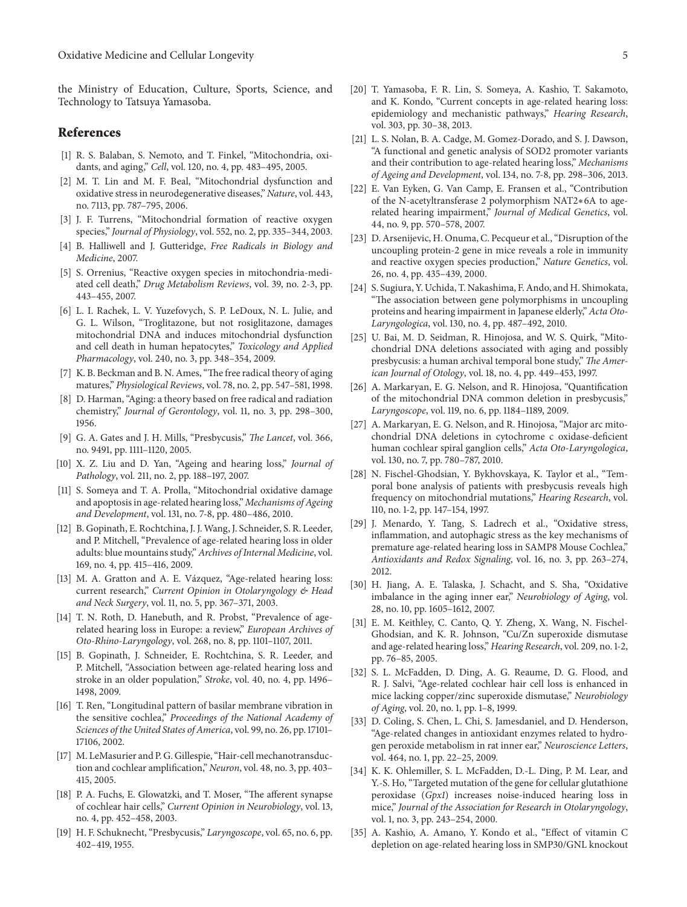the Ministry of Education, Culture, Sports, Science, and Technology to Tatsuya Yamasoba.

## References

[1] R. S. Balaban, S. Nemoto, and T. Finkel, "Mitochondria, oxidants, and aging," *Cell*, vol. 120, no. 4, pp. 483–495, 2005.

[2] M. T. Lin and M. F. Beal, "Mitochondrial dysfunction and oxidative stress in neurodegenerative diseases," *Nature*, vol. 443, no. 7113, pp. 787–795, 2006.

[3] J. F. Turrens, "Mitochondrial formation of reactive oxygen species," *Journal of Physiology*, vol. 552, no. 2, pp. 335–344, 2003.

[4] B. Halliwell and J. Gutteridge, *Free Radicals in Biology and Medicine*, 2007.

[5] S. Orrenius, "Reactive oxygen species in mitochondria-mediated cell death," *Drug Metabolism Reviews*, vol. 39, no. 2-3, pp. 443–455, 2007.

[6] L. I. Rachek, L. V. Yuzefovych, S. P. LeDoux, N. L. Julie, and G. L. Wilson, "Troglitazone, but not rosiglitazone, damages mitochondrial DNA and induces mitochondrial dysfunction and cell death in human hepatocytes," *Toxicology and Applied Pharmacology*, vol. 240, no. 3, pp. 348–354, 2009.

[7] K. B. Beckman and B. N. Ames, "The free radical theory of aging matures," *Physiological Reviews*, vol. 78, no. 2, pp. 547–581, 1998.

[8] D. Harman, "Aging: a theory based on free radical and radiation chemistry," *Journal of Gerontology*, vol. 11, no. 3, pp. 298–300, 1956.

[9] G. A. Gates and J. H. Mills, "Presbycusis," *The Lancet*, vol. 366, no. 9491, pp. 1111–1120, 2005.

[10] X. Z. Liu and D. Yan, "Ageing and hearing loss," *Journal of Pathology*, vol. 211, no. 2, pp. 188–197, 2007.

[11] S. Someya and T. A. Prolla, "Mitochondrial oxidative damage and apoptosis in age-related hearing loss," *Mechanisms of Ageing and Development*, vol. 131, no. 7-8, pp. 480–486, 2010.

[12] B. Gopinath, E. Rochtchina, J. J. Wang, J. Schneider, S. R. Leeder, and P. Mitchell, "Prevalence of age-related hearing loss in older adults: blue mountains study," *Archives of Internal Medicine*, vol. 169, no. 4, pp. 415–416, 2009.

[13] M. A. Gratton and A. E. Vázquez, "Age-related hearing loss: current research," *Current Opinion in Otolaryngology & Head and Neck Surgery*, vol. 11, no. 5, pp. 367–371, 2003.

[14] T. N. Roth, D. Hanebuth, and R. Probst, "Prevalence of age-related hearing loss in Europe: a review," *European Archives of Oto-Rhino-Laryngology*, vol. 268, no. 8, pp. 1101–1107, 2011.

[15] B. Gopinath, J. Schneider, E. Rochtchina, S. R. Leeder, and P. Mitchell, "Association between age-related hearing loss and stroke in an older population," *Stroke*, vol. 40, no. 4, pp. 1496–1498, 2009.

[16] T. Ren, "Longitudinal pattern of basilar membrane vibration in the sensitive cochlea," *Proceedings of the National Academy of Sciences of the United States of America*, vol. 99, no. 26, pp. 17101–17106, 2002.

[17] M. LeMasurier and P. G. Gillespie, "Hair-cell mechanotransduction and cochlear amplification," *Neuron*, vol. 48, no. 3, pp. 403–415, 2005.

[18] P. A. Fuchs, E. Glowatzki, and T. Moser, "The afferent synapse of cochlear hair cells," *Current Opinion in Neurobiology*, vol. 13, no. 4, pp. 452–458, 2003.

[19] H. F. Schuknecht, "Presbycusis," *Laryngoscope*, vol. 65, no. 6, pp. 402–419, 1955.

[20] T. Yamasoba, F. R. Lin, S. Someya, A. Kashio, T. Sakamoto, and K. Kondo, "Current concepts in age-related hearing loss: epidemiology and mechanistic pathways," *Hearing Research*, vol. 303, pp. 30–38, 2013.

[21] L. S. Nolan, B. A. Cadge, M. Gomez-Dorado, and S. J. Dawson, "A functional and genetic analysis of SOD2 promoter variants and their contribution to age-related hearing loss," *Mechanisms of Ageing and Development*, vol. 134, no. 7-8, pp. 298–306, 2013.

[22] E. Van Eyken, G. Van Camp, E. Fransen et al., "Contribution of the N-acetyltransferase 2 polymorphism NAT2*6A to age-related hearing impairment," *Journal of Medical Genetics*, vol. 44, no. 9, pp. 570–578, 2007.

[23] D. Arsenijevic, H. Onuma, C. Pecqueur et al., "Disruption of the uncoupling protein-2 gene in mice reveals a role in immunity and reactive oxygen species production," *Nature Genetics*, vol. 26, no. 4, pp. 435–439, 2000.

[24] S. Sugiura, Y. Uchida, T. Nakashima, F. Ando, and H. Shimokata, "The association between gene polymorphisms in uncoupling proteins and hearing impairment in Japanese elderly," *Acta Oto-Laryngologica*, vol. 130, no. 4, pp. 487–492, 2010.

[25] U. Bai, M. D. Seidman, R. Hinojosa, and W. S. Quirk, "Mitochondrial DNA deletions associated with aging and possibly presbycusis: a human archival temporal bone study," *The American Journal of Otology*, vol. 18, no. 4, pp. 449–453, 1997.

[26] A. Markaryan, E. G. Nelson, and R. Hinojosa, "Quantification of the mitochondrial DNA common deletion in presbycusis," *Laryngoscope*, vol. 119, no. 6, pp. 1184–1189, 2009.

[27] A. Markaryan, E. G. Nelson, and R. Hinojosa, "Major arc mitochondrial DNA deletions in cytochrome c oxidase-deficient human cochlear spiral ganglion cells," *Acta Oto-Laryngologica*, vol. 130, no. 7, pp. 780–787, 2010.

[28] N. Fischel-Ghodsian, Y. Bykhovskaya, K. Taylor et al., "Temporal bone analysis of patients with presbycusis reveals high frequency on mitochondrial mutations," *Hearing Research*, vol. 110, no. 1-2, pp. 147–154, 1997.

[29] J. Menardo, Y. Tang, S. Ladrech et al., "Oxidative stress, inflammation, and autophagic stress as the key mechanisms of premature age-related hearing loss in SAMP8 Mouse Cochlea," *Antioxidants and Redox Signaling*, vol. 16, no. 3, pp. 263–274, 2012.

[30] H. Jiang, A. E. Talaska, J. Schacht, and S. Sha, "Oxidative imbalance in the aging inner ear," *Neurobiology of Aging*, vol. 28, no. 10, pp. 1605–1612, 2007.

[31] E. M. Keithley, C. Canto, Q. Y. Zheng, X. Wang, N. Fischel-Ghodsian, and K. R. Johnson, "Cu/Zn superoxide dismutase and age-related hearing loss," *Hearing Research*, vol. 209, no. 1-2, pp. 76–85, 2005.

[32] S. L. McFadden, D. Ding, A. G. Reaume, D. G. Flood, and R. J. Salvi, "Age-related cochlear hair cell loss is enhanced in mice lacking copper/zinc superoxide dismutase," *Neurobiology of Aging*, vol. 20, no. 1, pp. 1–8, 1999.

[33] D. Coling, S. Chen, L. Chi, S. Jamesdaniel, and D. Henderson, "Age-related changes in antioxidant enzymes related to hydrogen peroxide metabolism in rat inner ear," *Neuroscience Letters*, vol. 464, no. 1, pp. 22–25, 2009.

[34] K. K. Ohlemiller, S. L. McFadden, D.-L. Ding, P. M. Lear, and Y.-S. Ho, "Targeted mutation of the gene for cellular glutathione peroxidase (*Gpx1*) increases noise-induced hearing loss in mice," *Journal of the Association for Research in Otolaryngology*, vol. 1, no. 3, pp. 243–254, 2000.

[35] A. Kashio, A. Amano, Y. Kondo et al., "Effect of vitamin C depletion on age-related hearing loss in SMP30/GNL knockout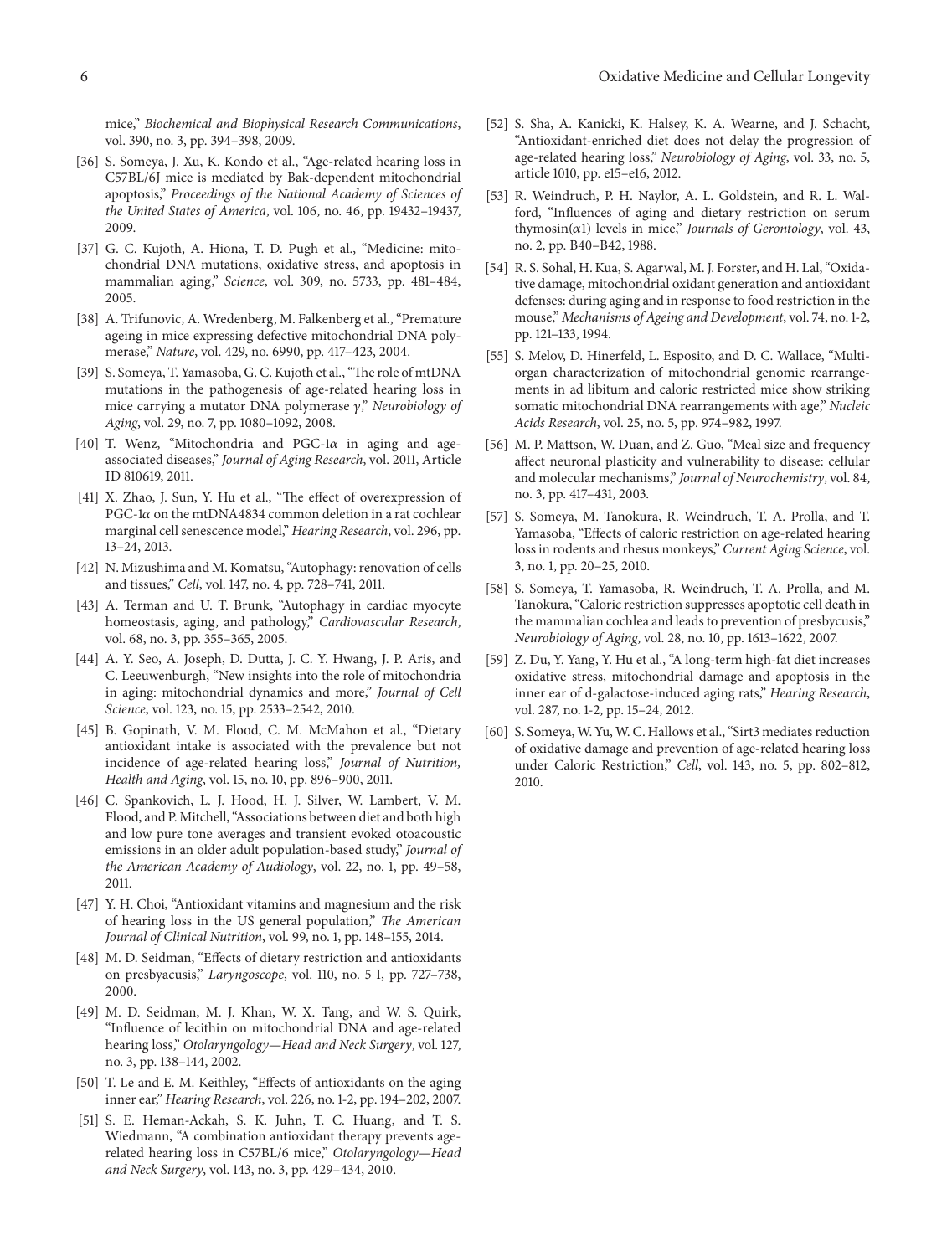mice," *Biochemical and Biophysical Research Communications*, vol. 390, no. 3, pp. 394–398, 2009.

[36] S. Someya, J. Xu, K. Kondo et al., "Age-related hearing loss in C57BL/6J mice is mediated by Bak-dependent mitochondrial apoptosis," *Proceedings of the National Academy of Sciences of the United States of America*, vol. 106, no. 46, pp. 19432–19437, 2009.

[37] G. C. Kujoth, A. Hiona, T. D. Pugh et al., "Medicine: mitochondrial DNA mutations, oxidative stress, and apoptosis in mammalian aging," *Science*, vol. 309, no. 5733, pp. 481–484, 2005.

[38] A. Trifunovic, A. Wredenberg, M. Falkenberg et al., "Premature ageing in mice expressing defective mitochondrial DNA polymerase," *Nature*, vol. 429, no. 6990, pp. 417–423, 2004.

[39] S. Someya, T. Yamasoba, G. C. Kujoth et al., "The role of mtDNA mutations in the pathogenesis of age-related hearing loss in mice carrying a mutator DNA polymerase $\gamma$," *Neurobiology of Aging*, vol. 29, no. 7, pp. 1080–1092, 2008.

[40] T. Wenz, "Mitochondria and PGC-1$\alpha$ in aging and age-associated diseases," *Journal of Aging Research*, vol. 2011, Article ID 810619, 2011.

[41] X. Zhao, J. Sun, Y. Hu et al., "The effect of overexpression of PGC-1$\alpha$ on the mtDNA4834 common deletion in a rat cochlear marginal cell senescence model," *Hearing Research*, vol. 296, pp. 13–24, 2013.

[42] N. Mizushima and M. Komatsu, "Autophagy: renovation of cells and tissues," *Cell*, vol. 147, no. 4, pp. 728–741, 2011.

[43] A. Terman and U. T. Brunk, "Autophagy in cardiac myocyte homeostasis, aging, and pathology," *Cardiovascular Research*, vol. 68, no. 3, pp. 355–365, 2005.

[44] A. Y. Seo, A. Joseph, D. Dutta, J. C. Y. Hwang, J. P. Aris, and C. Leeuwenburgh, "New insights into the role of mitochondria in aging: mitochondrial dynamics and more," *Journal of Cell Science*, vol. 123, no. 15, pp. 2533–2542, 2010.

[45] B. Gopinath, V. M. Flood, C. M. McMahon et al., "Dietary antioxidant intake is associated with the prevalence but not incidence of age-related hearing loss," *Journal of Nutrition, Health and Aging*, vol. 15, no. 10, pp. 896–900, 2011.

[46] C. Spankovich, L. J. Hood, H. J. Silver, W. Lambert, V. M. Flood, and P. Mitchell, "Associations between diet and both high and low pure tone averages and transient evoked otoacoustic emissions in an older adult population-based study," *Journal of the American Academy of Audiology*, vol. 22, no. 1, pp. 49–58, 2011.

[47] Y. H. Choi, "Antioxidant vitamins and magnesium and the risk of hearing loss in the US general population," *The American Journal of Clinical Nutrition*, vol. 99, no. 1, pp. 148–155, 2014.

[48] M. D. Seidman, "Effects of dietary restriction and antioxidants on presbyacusis," *Laryngoscope*, vol. 110, no. 5 I, pp. 727–738, 2000.

[49] M. D. Seidman, M. J. Khan, W. X. Tang, and W. S. Quirk, "Influence of lecithin on mitochondrial DNA and age-related hearing loss," *Otolaryngology—Head and Neck Surgery*, vol. 127, no. 3, pp. 138–144, 2002.

[50] T. Le and E. M. Keithley, "Effects of antioxidants on the aging inner ear," *Hearing Research*, vol. 226, no. 1-2, pp. 194–202, 2007.

[51] S. E. Heman-Ackah, S. K. Juhn, T. C. Huang, and T. S. Wiedmann, "A combination antioxidant therapy prevents age-related hearing loss in C57BL/6 mice," *Otolaryngology—Head and Neck Surgery*, vol. 143, no. 3, pp. 429–434, 2010.

[52] S. Sha, A. Kanicki, K. Halsey, K. A. Wearne, and J. Schacht, "Antioxidant-enriched diet does not delay the progression of age-related hearing loss," *Neurobiology of Aging*, vol. 33, no. 5, article 1010, pp. e15–e16, 2012.

[53] R. Weindruch, P. H. Naylor, A. L. Goldstein, and R. L. Walford, "Influences of aging and dietary restriction on serum thymosin($\alpha$1) levels in mice," *Journals of Gerontology*, vol. 43, no. 2, pp. B40–B42, 1988.

[54] R. S. Sohal, H. Kua, S. Agarwal, M. J. Forster, and H. Lal, "Oxidative damage, mitochondrial oxidant generation and antioxidant defenses: during aging and in response to food restriction in the mouse," *Mechanisms of Ageing and Development*, vol. 74, no. 1-2, pp. 121–133, 1994.

[55] S. Melov, D. Hinerfeld, L. Esposito, and D. C. Wallace, "Multi-organ characterization of mitochondrial genomic rearrangements in ad libitum and caloric restricted mice show striking somatic mitochondrial DNA rearrangements with age," *Nucleic Acids Research*, vol. 25, no. 5, pp. 974–982, 1997.

[56] M. P. Mattson, W. Duan, and Z. Guo, "Meal size and frequency affect neuronal plasticity and vulnerability to disease: cellular and molecular mechanisms," *Journal of Neurochemistry*, vol. 84, no. 3, pp. 417–431, 2003.

[57] S. Someya, M. Tanokura, R. Weindruch, T. A. Prolla, and T. Yamasoba, "Effects of caloric restriction on age-related hearing loss in rodents and rhesus monkeys," *Current Aging Science*, vol. 3, no. 1, pp. 20–25, 2010.

[58] S. Someya, T. Yamasoba, R. Weindruch, T. A. Prolla, and M. Tanokura, "Caloric restriction suppresses apoptotic cell death in the mammalian cochlea and leads to prevention of presbycusis," *Neurobiology of Aging*, vol. 28, no. 10, pp. 1613–1622, 2007.

[59] Z. Du, Y. Yang, Y. Hu et al., "A long-term high-fat diet increases oxidative stress, mitochondrial damage and apoptosis in the inner ear of d-galactose-induced aging rats," *Hearing Research*, vol. 287, no. 1-2, pp. 15–24, 2012.

[60] S. Someya, W. Yu, W. C. Hallows et al., "Sirt3 mediates reduction of oxidative damage and prevention of age-related hearing loss under Caloric Restriction," *Cell*, vol. 143, no. 5, pp. 802–812, 2010.